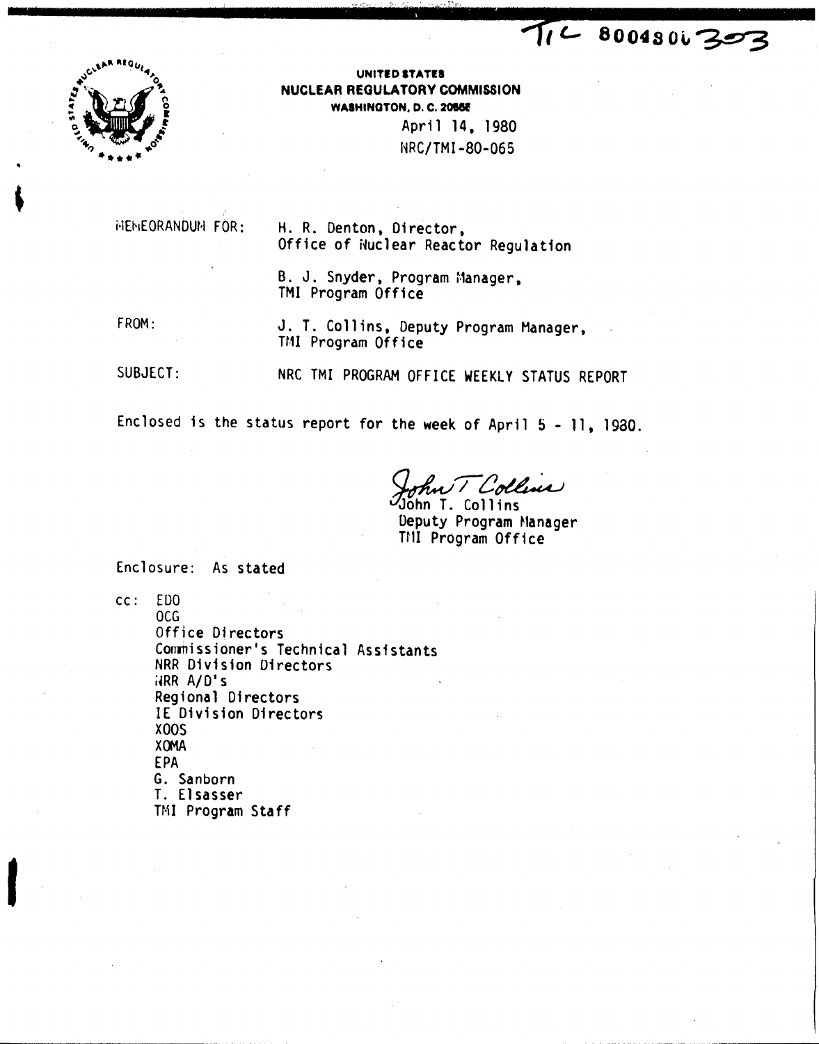TIC 8004300303

UNITED STATES
NUCLEAR REGULATORY COMMISSION
WASHINGTON, D. C. 20555

April 14, 1980
NRC/TMI-80-065

MEMORANDUM FOR: H. R. Denton, Director, Office of Nuclear Reactor Regulation

B. J. Snyder, Program Manager, TMI Program Office

FROM: J. T. Collins, Deputy Program Manager, TMI Program Office

SUBJECT: NRC TMI PROGRAM OFFICE WEEKLY STATUS REPORT

Enclosed is the status report for the week of April 5 - 11, 1980.

John T. Collins
Deputy Program Manager
TMI Program Office

Enclosure: As stated

cc: EDO
OCG
Office Directors
Commissioner's Technical Assistants
NRR Division Directors
NRR A/D's
Regional Directors
IE Division Directors
XOOS
XOMA
EPA
G. Sanborn
T. Elsasser
TMI Program Staff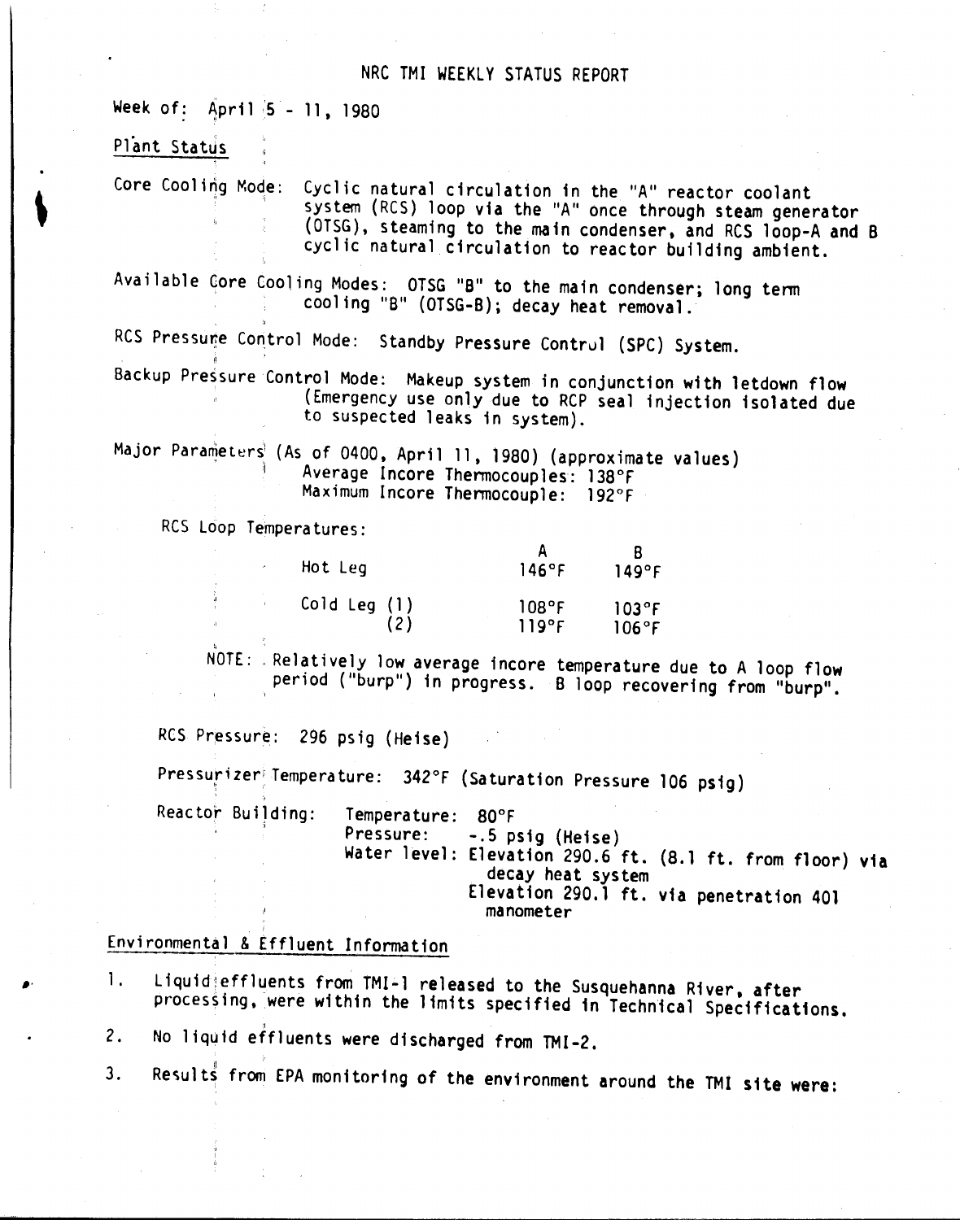# NRC TMI WEEKLY STATUS REPORT

Week of: April 5 - 11, 1980

## Plant Status

Core Cooling Mode: Cyclic natural circulation in the "A" reactor coolant system (RCS) loop via the "A" once through steam generator (OTSG), steaming to the main condenser, and RCS loop-A and B cyclic natural circulation to reactor building ambient.

Available Core Cooling Modes: OTSG "B" to the main condenser; long term cooling "B" (OTSG-B); decay heat removal.

RCS Pressure Control Mode: Standby Pressure Control (SPC) System.

Backup Pressure Control Mode: Makeup system in conjunction with letdown flow (Emergency use only due to RCP seal injection isolated due to suspected leaks in system).

Major Parameters (As of 0400, April 11, 1980) (approximate values)
Average Incore Thermocouples: 138°F
Maximum Incore Thermocouple: 192°F

RCS Loop Temperatures:

| | A | B |
|---|---|---|
| Hot Leg | 146°F | 149°F |
| Cold Leg (1) | 108°F | 103°F |
| (2) | 119°F | 106°F |

NOTE: Relatively low average incore temperature due to A loop flow period ("burp") in progress. B loop recovering from "burp".

RCS Pressure: 296 psig (Heise)

Pressurizer Temperature: 342°F (Saturation Pressure 106 psig)

Reactor Building:
- Temperature: 80°F
- Pressure: -.5 psig (Heise)
- Water level: Elevation 290.6 ft. (8.1 ft. from floor) via decay heat system
  Elevation 290.1 ft. via penetration 401 manometer

## Environmental & Effluent Information

1. Liquid effluents from TMI-1 released to the Susquehanna River, after processing, were within the limits specified in Technical Specifications.
2. No liquid effluents were discharged from TMI-2.
3. Results from EPA monitoring of the environment around the TMI site were: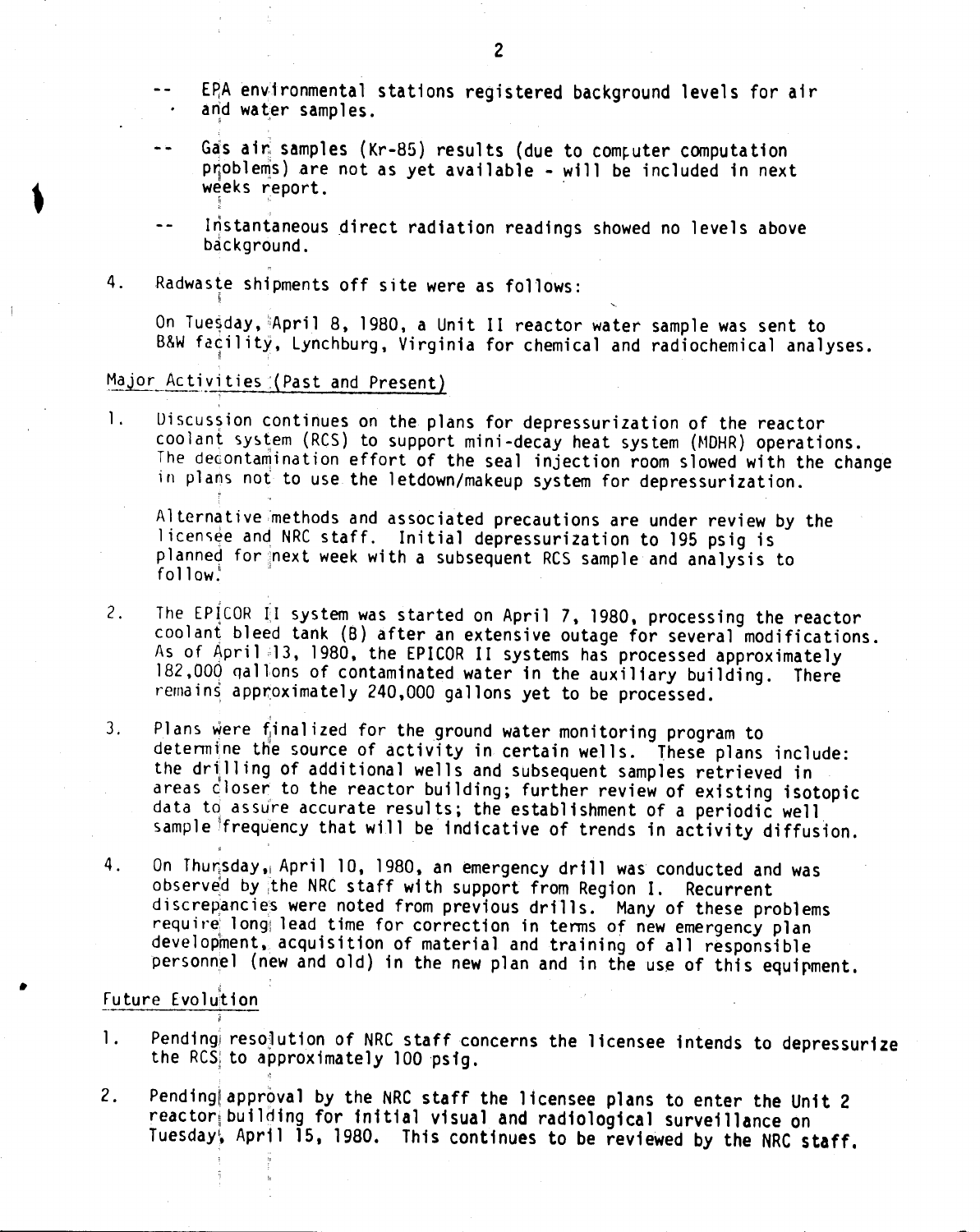- EPA environmental stations registered background levels for air and water samples.
- Gas air samples (Kr-85) results (due to computer computation problems) are not as yet available - will be included in next weeks report.
- Instantaneous direct radiation readings showed no levels above background.

4. Radwaste shipments off site were as follows:

   On Tuesday, April 8, 1980, a Unit II reactor water sample was sent to B&W facility, Lynchburg, Virginia for chemical and radiochemical analyses.

## Major Activities (Past and Present)

1. Discussion continues on the plans for depressurization of the reactor coolant system (RCS) to support mini-decay heat system (MDHR) operations. The decontamination effort of the seal injection room slowed with the change in plans not to use the letdown/makeup system for depressurization.

   Alternative methods and associated precautions are under review by the licensee and NRC staff. Initial depressurization to 195 psig is planned for next week with a subsequent RCS sample and analysis to follow.

2. The EPICOR II system was started on April 7, 1980, processing the reactor coolant bleed tank (B) after an extensive outage for several modifications. As of April 13, 1980, the EPICOR II systems has processed approximately 182,000 gallons of contaminated water in the auxiliary building. There remains approximately 240,000 gallons yet to be processed.

3. Plans were finalized for the ground water monitoring program to determine the source of activity in certain wells. These plans include: the drilling of additional wells and subsequent samples retrieved in areas closer to the reactor building; further review of existing isotopic data to assure accurate results; the establishment of a periodic well sample frequency that will be indicative of trends in activity diffusion.

4. On Thursday, April 10, 1980, an emergency drill was conducted and was observed by the NRC staff with support from Region I. Recurrent discrepancies were noted from previous drills. Many of these problems require long lead time for correction in terms of new emergency plan development, acquisition of material and training of all responsible personnel (new and old) in the new plan and in the use of this equipment.

## Future Evolution

1. Pending resolution of NRC staff concerns the licensee intends to depressurize the RCS to approximately 100 psig.

2. Pending approval by the NRC staff the licensee plans to enter the Unit 2 reactor building for initial visual and radiological surveillance on Tuesday, April 15, 1980. This continues to be reviewed by the NRC staff.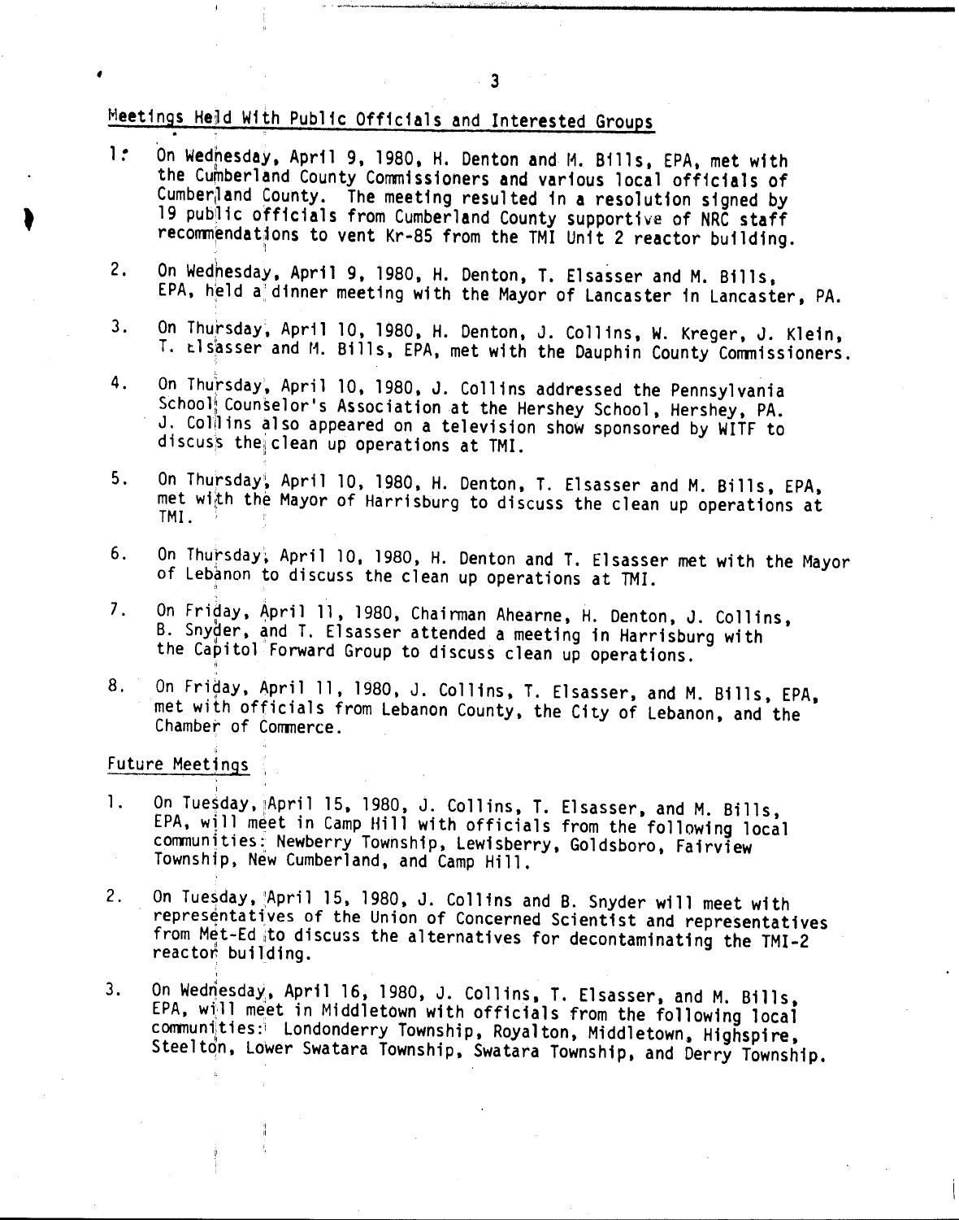## Meetings Held With Public Officials and Interested Groups

1. On Wednesday, April 9, 1980, H. Denton and M. Bills, EPA, met with the Cumberland County Commissioners and various local officials of Cumberland County. The meeting resulted in a resolution signed by 19 public officials from Cumberland County supportive of NRC staff recommendations to vent Kr-85 from the TMI Unit 2 reactor building.

2. On Wednesday, April 9, 1980, H. Denton, T. Elsasser and M. Bills, EPA, held a dinner meeting with the Mayor of Lancaster in Lancaster, PA.

3. On Thursday, April 10, 1980, H. Denton, J. Collins, W. Kreger, J. Klein, T. Elsasser and M. Bills, EPA, met with the Dauphin County Commissioners.

4. On Thursday, April 10, 1980, J. Collins addressed the Pennsylvania School Counselor's Association at the Hershey School, Hershey, PA. J. Collins also appeared on a television show sponsored by WITF to discuss the clean up operations at TMI.

5. On Thursday, April 10, 1980, H. Denton, T. Elsasser and M. Bills, EPA, met with the Mayor of Harrisburg to discuss the clean up operations at TMI.

6. On Thursday, April 10, 1980, H. Denton and T. Elsasser met with the Mayor of Lebanon to discuss the clean up operations at TMI.

7. On Friday, April 11, 1980, Chairman Ahearne, H. Denton, J. Collins, B. Snyder, and T. Elsasser attended a meeting in Harrisburg with the Capitol Forward Group to discuss clean up operations.

8. On Friday, April 11, 1980, J. Collins, T. Elsasser, and M. Bills, EPA, met with officials from Lebanon County, the City of Lebanon, and the Chamber of Commerce.

## Future Meetings

1. On Tuesday, April 15, 1980, J. Collins, T. Elsasser, and M. Bills, EPA, will meet in Camp Hill with officials from the following local communities: Newberry Township, Lewisberry, Goldsboro, Fairview Township, New Cumberland, and Camp Hill.

2. On Tuesday, April 15, 1980, J. Collins and B. Snyder will meet with representatives of the Union of Concerned Scientist and representatives from Met-Ed to discuss the alternatives for decontaminating the TMI-2 reactor building.

3. On Wednesday, April 16, 1980, J. Collins, T. Elsasser, and M. Bills, EPA, will meet in Middletown with officials from the following local communities: Londonderry Township, Royalton, Middletown, Highspire, Steelton, Lower Swatara Township, Swatara Township, and Derry Township.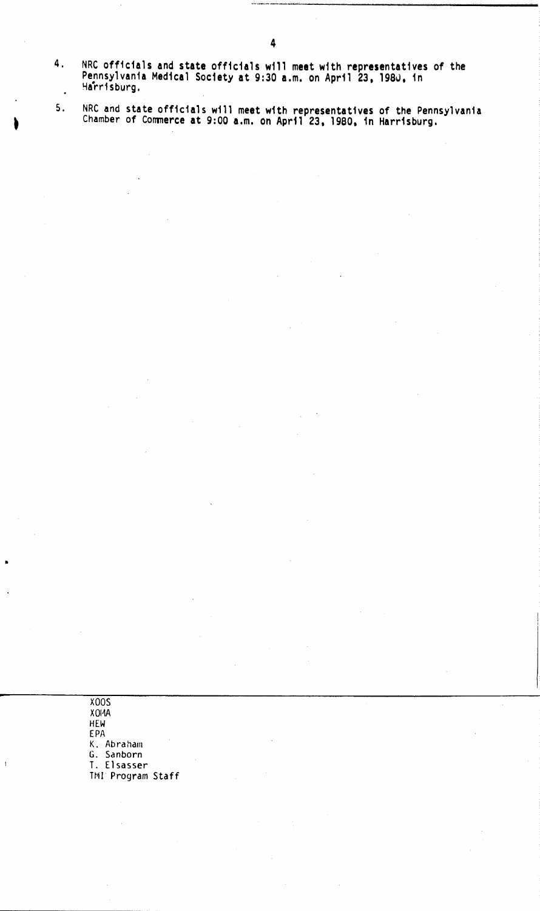4. NRC officials and state officials will meet with representatives of the Pennsylvania Medical Society at 9:30 a.m. on April 23, 1980, in Harrisburg.

5. NRC and state officials will meet with representatives of the Pennsylvania Chamber of Commerce at 9:00 a.m. on April 23, 1980, in Harrisburg.

---

XOOS
XOMA
HEW
EPA
K. Abraham
G. Sanborn
T. Elsasser
TMI Program Staff